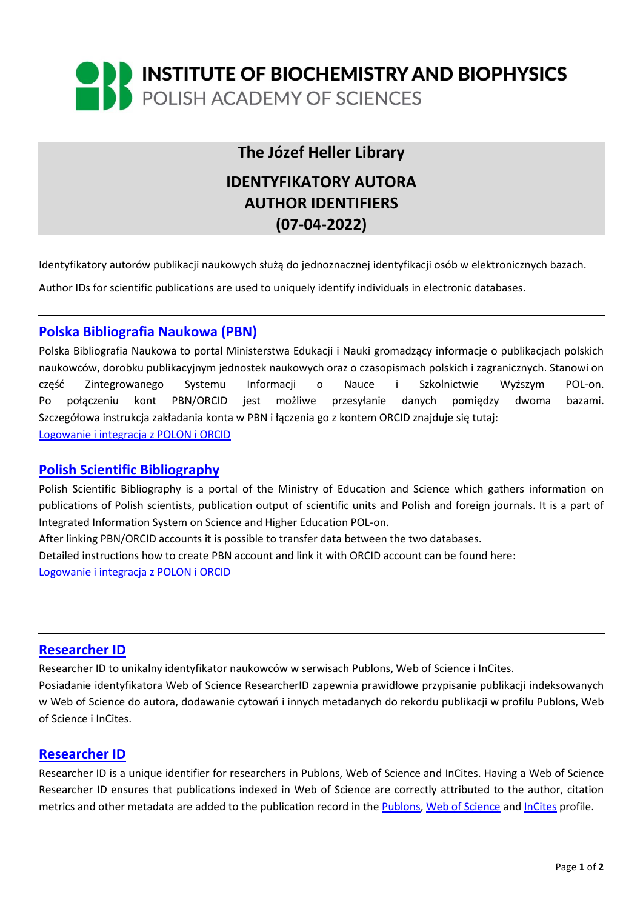# INSTITUTE OF BIOCHEMISTRY AND BIOPHYSICS
POLISH ACADEMY OF SCIENCES

## The Józef Heller Library

## IDENTYFIKATORY AUTORA
## AUTHOR IDENTIFIERS
## (07-04-2022)

Identyfikatory autorów publikacji naukowych służą do jednoznacznej identyfikacji osób w elektronicznych bazach.

Author IDs for scientific publications are used to uniquely identify individuals in electronic databases.

---

### Polska Bibliografia Naukowa (PBN)

Polska Bibliografia Naukowa to portal Ministerstwa Edukacji i Nauki gromadzący informacje o publikacjach polskich naukowców, dorobku publikacyjnym jednostek naukowych oraz o czasopismach polskich i zagranicznych. Stanowi on część Zintegrowanego Systemu Informacji o Nauce i Szkolnictwie Wyższym POL-on. Po połączeniu kont PBN/ORCID jest możliwe przesyłanie danych pomiędzy dwoma bazami. Szczegółowa instrukcja zakładania konta w PBN i łączenia go z kontem ORCID znajduje się tutaj:
Logowanie i integracja z POLON i ORCID

### Polish Scientific Bibliography

Polish Scientific Bibliography is a portal of the Ministry of Education and Science which gathers information on publications of Polish scientists, publication output of scientific units and Polish and foreign journals. It is a part of Integrated Information System on Science and Higher Education POL-on.
After linking PBN/ORCID accounts it is possible to transfer data between the two databases.
Detailed instructions how to create PBN account and link it with ORCID account can be found here:
Logowanie i integracja z POLON i ORCID

---

### Researcher ID

Researcher ID to unikalny identyfikator naukowców w serwisach Publons, Web of Science i InCites.
Posiadanie identyfikatora Web of Science ResearcherID zapewnia prawidłowe przypisanie publikacji indeksowanych w Web of Science do autora, dodawanie cytowań i innych metadanych do rekordu publikacji w profilu Publons, Web of Science i InCites.

### Researcher ID

Researcher ID is a unique identifier for researchers in Publons, Web of Science and InCites. Having a Web of Science Researcher ID ensures that publications indexed in Web of Science are correctly attributed to the author, citation metrics and other metadata are added to the publication record in the Publons, Web of Science and InCites profile.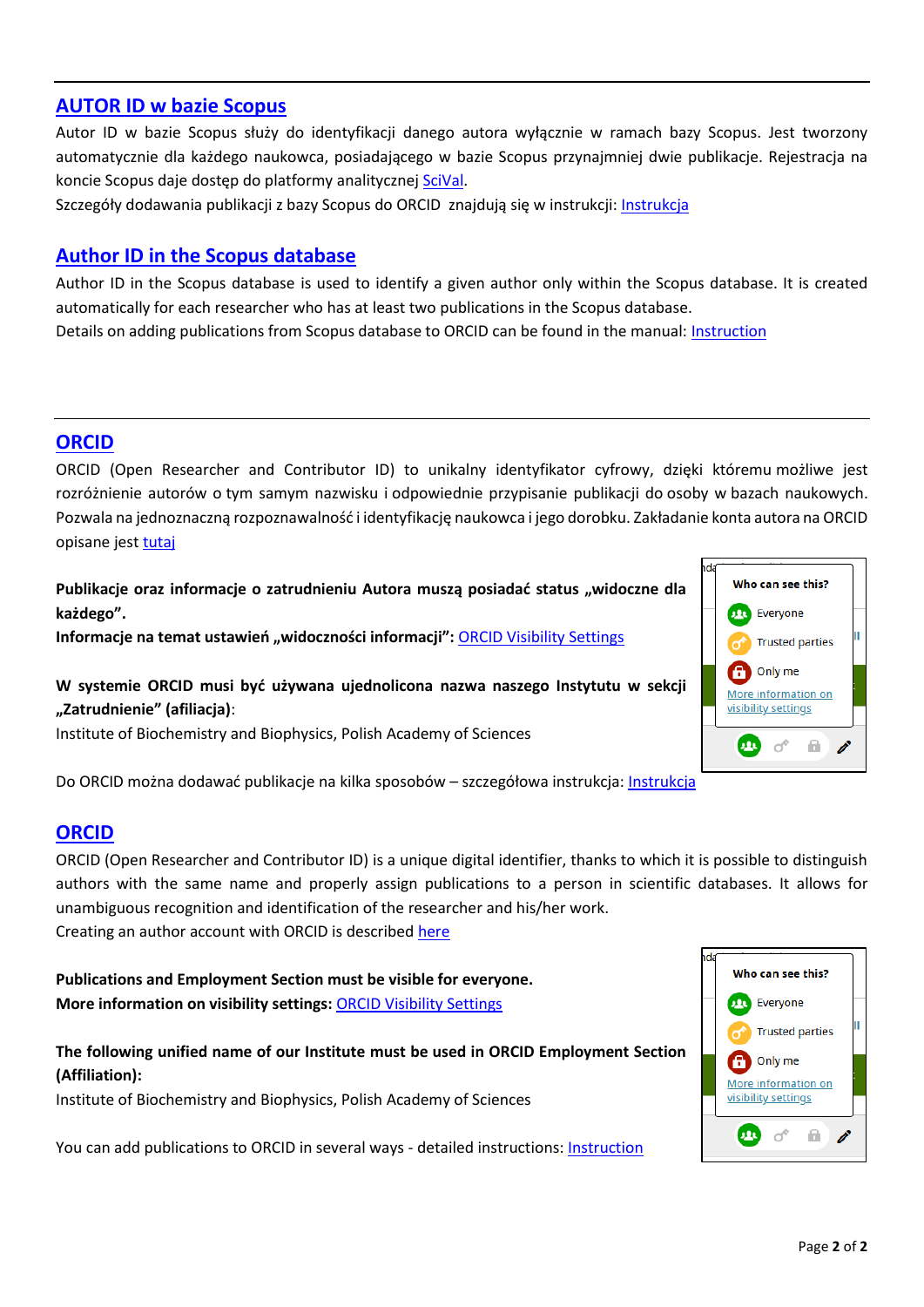## AUTOR ID w bazie Scopus

Autor ID w bazie Scopus służy do identyfikacji danego autora wyłącznie w ramach bazy Scopus. Jest tworzony automatycznie dla każdego naukowca, posiadającego w bazie Scopus przynajmniej dwie publikacje. Rejestracja na koncie Scopus daje dostęp do platformy analitycznej SciVal.
Szczegóły dodawania publikacji z bazy Scopus do ORCID znajdują się w instrukcji: Instrukcja

## Author ID in the Scopus database

Author ID in the Scopus database is used to identify a given author only within the Scopus database. It is created automatically for each researcher who has at least two publications in the Scopus database.
Details on adding publications from Scopus database to ORCID can be found in the manual: Instruction

## ORCID

ORCID (Open Researcher and Contributor ID) to unikalny identyfikator cyfrowy, dzięki któremu możliwe jest rozróżnienie autorów o tym samym nazwisku i odpowiednie przypisanie publikacji do osoby w bazach naukowych. Pozwala na jednoznaczną rozpoznawalność i identyfikację naukowca i jego dorobku. Zakładanie konta autora na ORCID opisane jest tutaj

**Publikacje oraz informacje o zatrudnieniu Autora muszą posiadać status „widoczne dla każdego".**
**Informacje na temat ustawień „widoczności informacji":** ORCID Visibility Settings

**W systemie ORCID musi być używana ujednolicona nazwa naszego Instytutu w sekcji „Zatrudnienie" (afiliacja)**:
Institute of Biochemistry and Biophysics, Polish Academy of Sciences

Who can see this?
Everyone
Trusted parties
Only me
More information on visibility settings

Do ORCID można dodawać publikacje na kilka sposobów – szczegółowa instrukcja: Instrukcja

## ORCID

ORCID (Open Researcher and Contributor ID) is a unique digital identifier, thanks to which it is possible to distinguish authors with the same name and properly assign publications to a person in scientific databases. It allows for unambiguous recognition and identification of the researcher and his/her work.
Creating an author account with ORCID is described here

**Publications and Employment Section must be visible for everyone.**
**More information on visibility settings:** ORCID Visibility Settings

**The following unified name of our Institute must be used in ORCID Employment Section (Affiliation):**
Institute of Biochemistry and Biophysics, Polish Academy of Sciences

Who can see this?
Everyone
Trusted parties
Only me
More information on visibility settings

You can add publications to ORCID in several ways - detailed instructions: Instruction